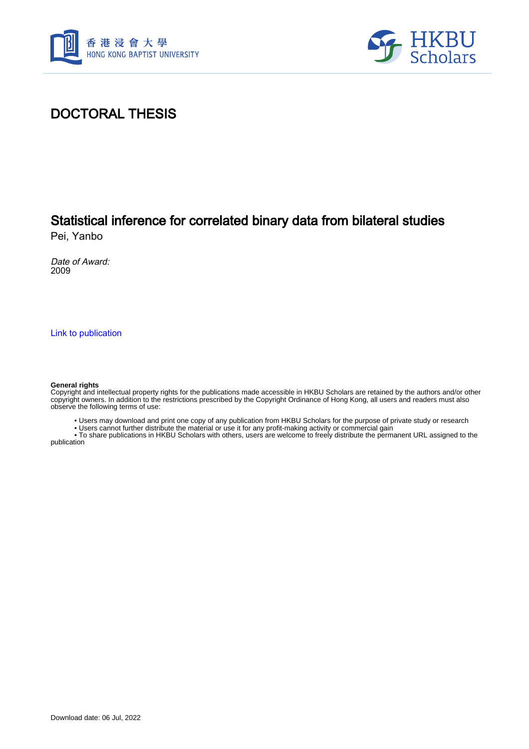# DOCTORAL THESIS

## Statistical inference for correlated binary data from bilateral studies

Pei, Yanbo

*Date of Award:*
2009

Link to publication

**General rights**
Copyright and intellectual property rights for the publications made accessible in HKBU Scholars are retained by the authors and/or other copyright owners. In addition to the restrictions prescribed by the Copyright Ordinance of Hong Kong, all users and readers must also observe the following terms of use:

- Users may download and print one copy of any publication from HKBU Scholars for the purpose of private study or research
- Users cannot further distribute the material or use it for any profit-making activity or commercial gain
- To share publications in HKBU Scholars with others, users are welcome to freely distribute the permanent URL assigned to the publication

Download date: 06 Jul, 2022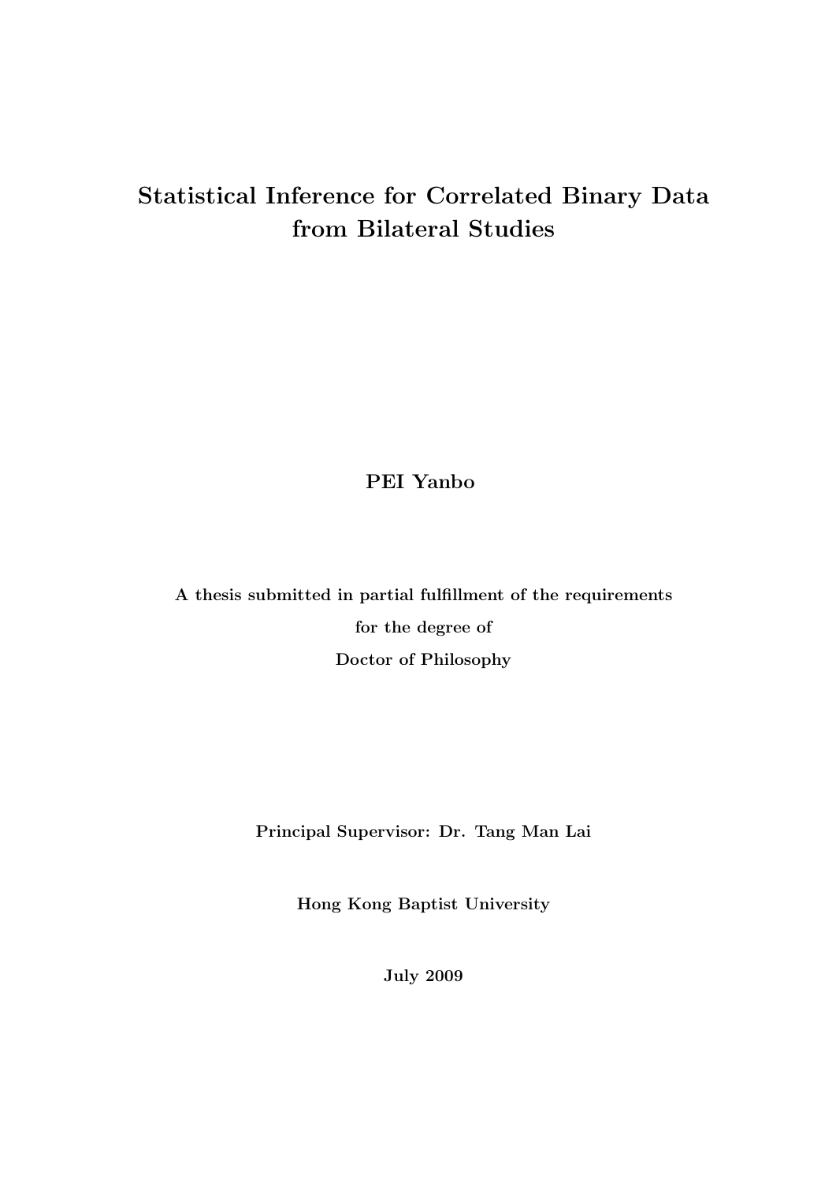# Statistical Inference for Correlated Binary Data from Bilateral Studies

**PEI Yanbo**

**A thesis submitted in partial fulfillment of the requirements**

**for the degree of**

**Doctor of Philosophy**

**Principal Supervisor: Dr. Tang Man Lai**

**Hong Kong Baptist University**

**July 2009**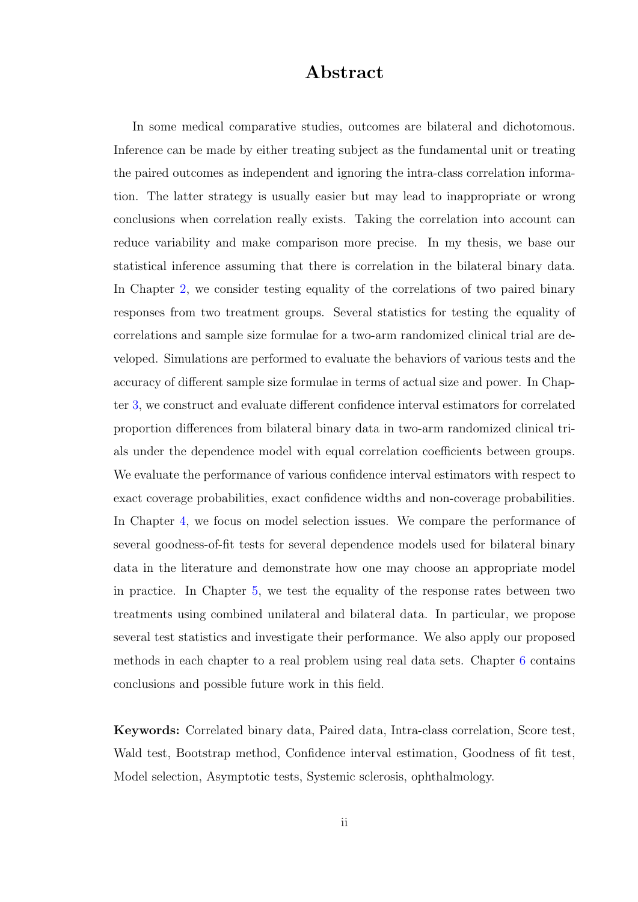# Abstract

In some medical comparative studies, outcomes are bilateral and dichotomous. Inference can be made by either treating subject as the fundamental unit or treating the paired outcomes as independent and ignoring the intra-class correlation information. The latter strategy is usually easier but may lead to inappropriate or wrong conclusions when correlation really exists. Taking the correlation into account can reduce variability and make comparison more precise. In my thesis, we base our statistical inference assuming that there is correlation in the bilateral binary data. In Chapter 2, we consider testing equality of the correlations of two paired binary responses from two treatment groups. Several statistics for testing the equality of correlations and sample size formulae for a two-arm randomized clinical trial are developed. Simulations are performed to evaluate the behaviors of various tests and the accuracy of different sample size formulae in terms of actual size and power. In Chapter 3, we construct and evaluate different confidence interval estimators for correlated proportion differences from bilateral binary data in two-arm randomized clinical trials under the dependence model with equal correlation coefficients between groups. We evaluate the performance of various confidence interval estimators with respect to exact coverage probabilities, exact confidence widths and non-coverage probabilities. In Chapter 4, we focus on model selection issues. We compare the performance of several goodness-of-fit tests for several dependence models used for bilateral binary data in the literature and demonstrate how one may choose an appropriate model in practice. In Chapter 5, we test the equality of the response rates between two treatments using combined unilateral and bilateral data. In particular, we propose several test statistics and investigate their performance. We also apply our proposed methods in each chapter to a real problem using real data sets. Chapter 6 contains conclusions and possible future work in this field.

**Keywords:** Correlated binary data, Paired data, Intra-class correlation, Score test, Wald test, Bootstrap method, Confidence interval estimation, Goodness of fit test, Model selection, Asymptotic tests, Systemic sclerosis, ophthalmology.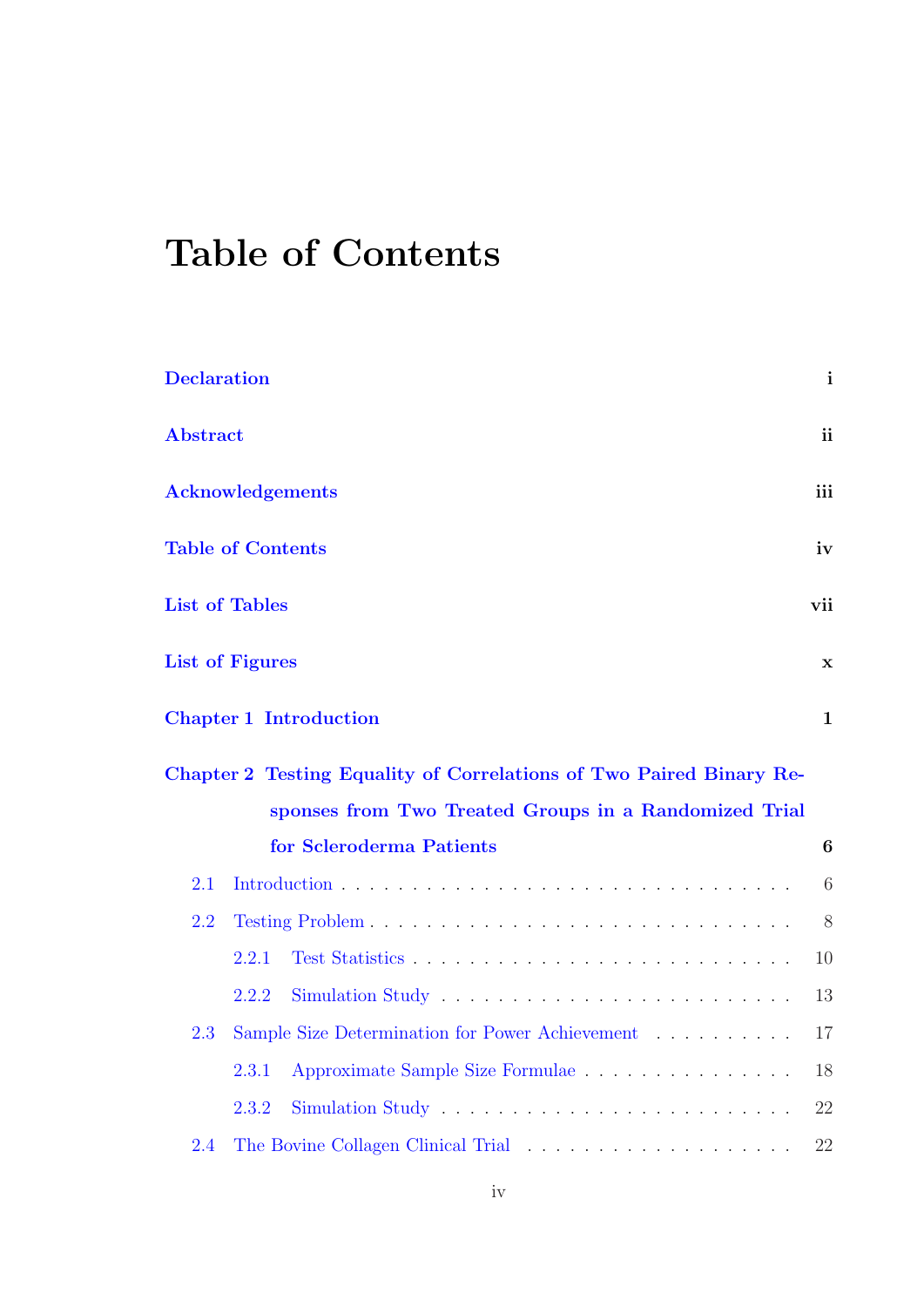# Table of Contents

**Declaration** **i**

**Abstract** **ii**

**Acknowledgements** **iii**

**Table of Contents** **iv**

**List of Tables** **vii**

**List of Figures** **x**

**Chapter 1 Introduction** **1**

**Chapter 2 Testing Equality of Correlations of Two Paired Binary Responses from Two Treated Groups in a Randomized Trial for Scleroderma Patients** **6**

- 2.1 Introduction . . . . . . . . . . . . . . . . . . . . . . . . . . . . . . 6
- 2.2 Testing Problem . . . . . . . . . . . . . . . . . . . . . . . . . . . . 8
  - 2.2.1 Test Statistics . . . . . . . . . . . . . . . . . . . . . . . . . 10
  - 2.2.2 Simulation Study . . . . . . . . . . . . . . . . . . . . . . . 13
- 2.3 Sample Size Determination for Power Achievement . . . . . . . . . . 17
  - 2.3.1 Approximate Sample Size Formulae . . . . . . . . . . . . . . . 18
  - 2.3.2 Simulation Study . . . . . . . . . . . . . . . . . . . . . . . 22
- 2.4 The Bovine Collagen Clinical Trial . . . . . . . . . . . . . . . . . . 22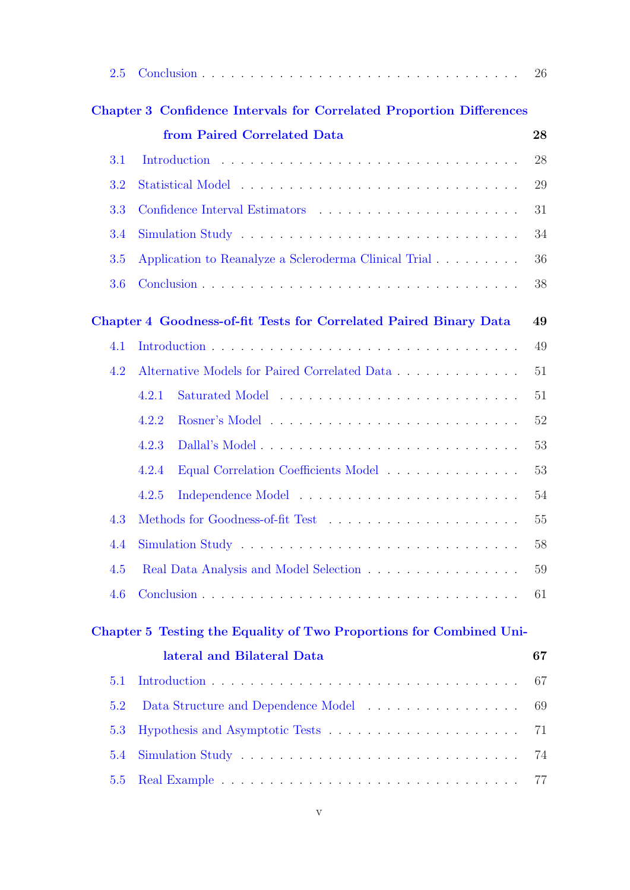2.5 Conclusion . . . . . . . . . . . . . . . . . . . . . . . . . . . . . . . 26

**Chapter 3 Confidence Intervals for Correlated Proportion Differences from Paired Correlated Data** **28**

3.1 Introduction . . . . . . . . . . . . . . . . . . . . . . . . . . . . . 28

3.2 Statistical Model . . . . . . . . . . . . . . . . . . . . . . . . . . . 29

3.3 Confidence Interval Estimators . . . . . . . . . . . . . . . . . . . . 31

3.4 Simulation Study . . . . . . . . . . . . . . . . . . . . . . . . . . . 34

3.5 Application to Reanalyze a Scleroderma Clinical Trial . . . . . . . . . 36

3.6 Conclusion . . . . . . . . . . . . . . . . . . . . . . . . . . . . . . . 38

**Chapter 4 Goodness-of-fit Tests for Correlated Paired Binary Data** **49**

4.1 Introduction . . . . . . . . . . . . . . . . . . . . . . . . . . . . . . 49

4.2 Alternative Models for Paired Correlated Data . . . . . . . . . . . . . 51

4.2.1 Saturated Model . . . . . . . . . . . . . . . . . . . . . . . . . 51

4.2.2 Rosner's Model . . . . . . . . . . . . . . . . . . . . . . . . . . 52

4.2.3 Dallal's Model . . . . . . . . . . . . . . . . . . . . . . . . . . . 53

4.2.4 Equal Correlation Coefficients Model . . . . . . . . . . . . . . 53

4.2.5 Independence Model . . . . . . . . . . . . . . . . . . . . . . . 54

4.3 Methods for Goodness-of-fit Test . . . . . . . . . . . . . . . . . . . 55

4.4 Simulation Study . . . . . . . . . . . . . . . . . . . . . . . . . . . 58

4.5 Real Data Analysis and Model Selection . . . . . . . . . . . . . . . . 59

4.6 Conclusion . . . . . . . . . . . . . . . . . . . . . . . . . . . . . . . 61

**Chapter 5 Testing the Equality of Two Proportions for Combined Unilateral and Bilateral Data** **67**

5.1 Introduction . . . . . . . . . . . . . . . . . . . . . . . . . . . . . . 67

5.2 Data Structure and Dependence Model . . . . . . . . . . . . . . . . 69

5.3 Hypothesis and Asymptotic Tests . . . . . . . . . . . . . . . . . . . 71

5.4 Simulation Study . . . . . . . . . . . . . . . . . . . . . . . . . . . 74

5.5 Real Example . . . . . . . . . . . . . . . . . . . . . . . . . . . . . 77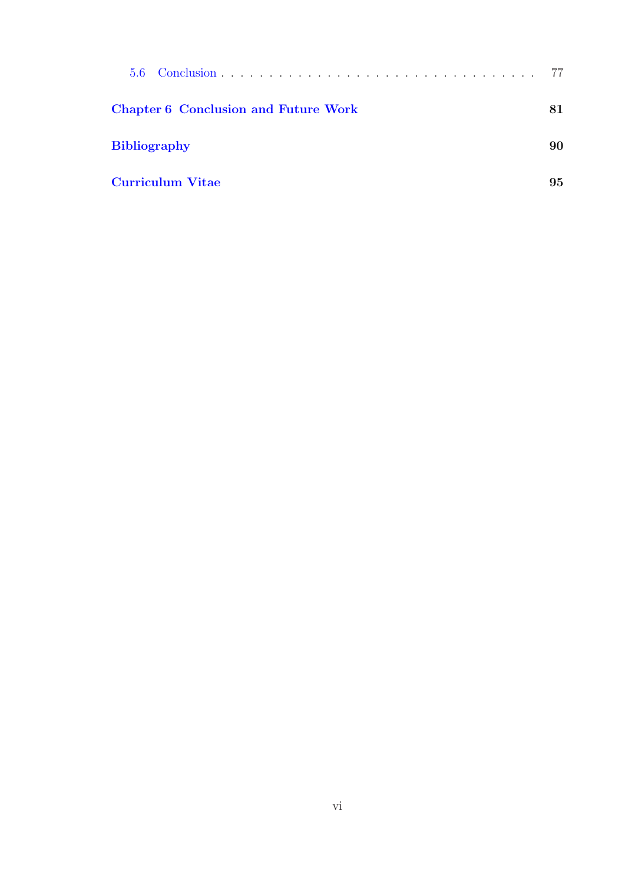5.6 Conclusion . . . . . . . . . . . . . . . . . . . . . . . . . . . . . . . . . 77

**Chapter 6 Conclusion and Future Work** **81**

**Bibliography** **90**

**Curriculum Vitae** **95**